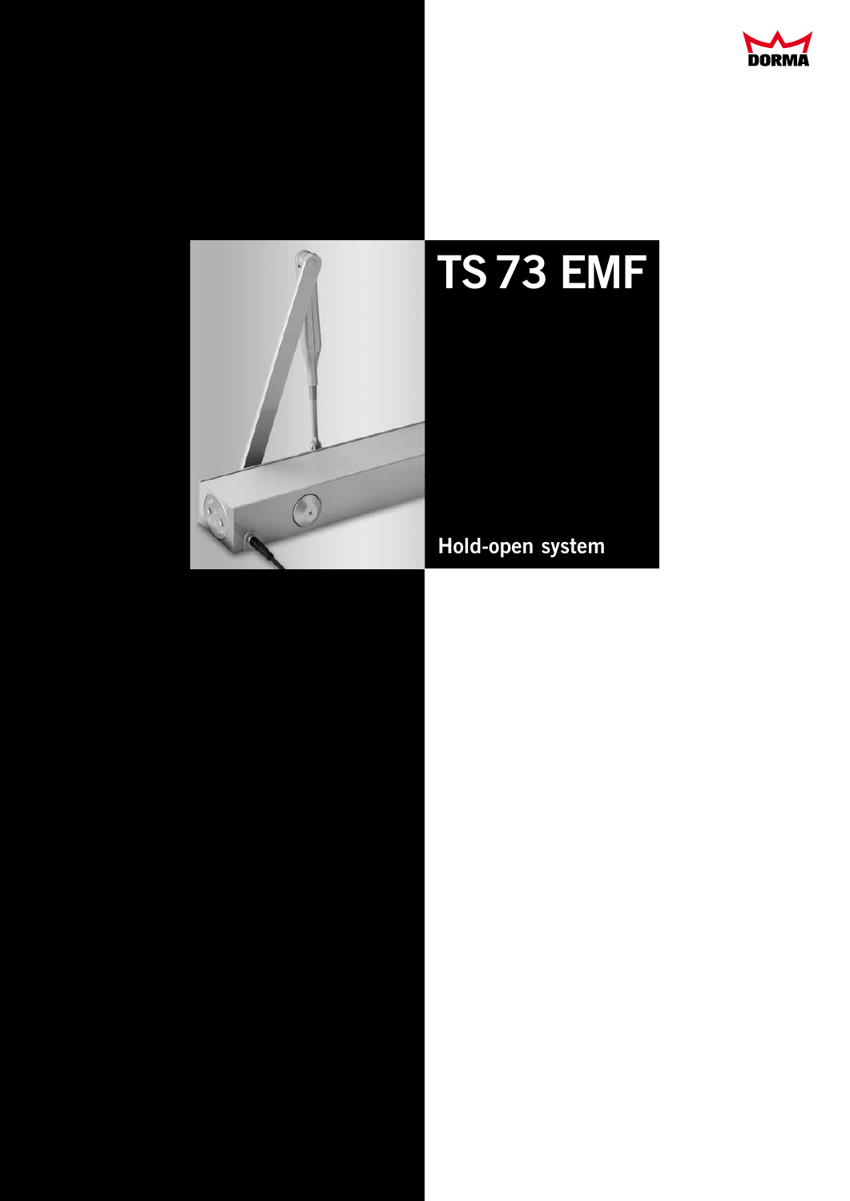DORMA

# TS 73 EMF

Hold-open system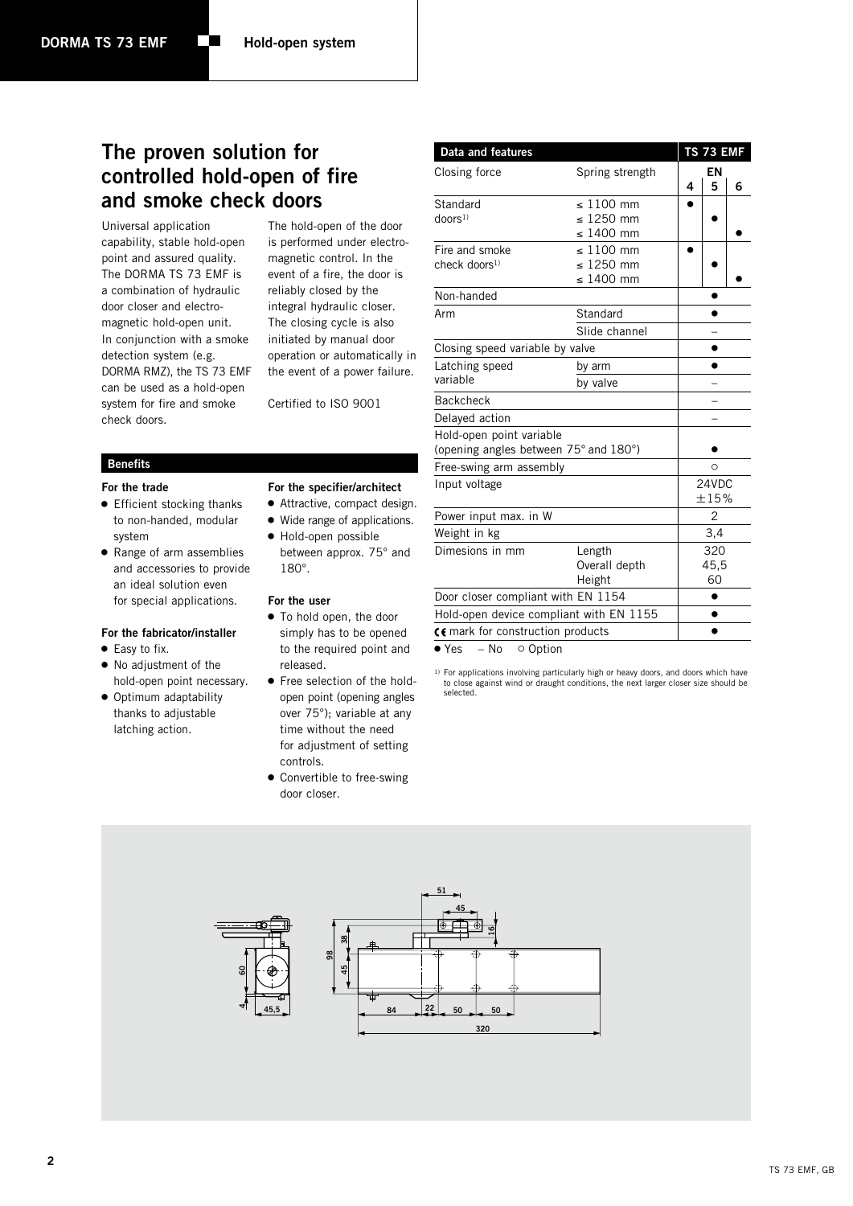# The proven solution for controlled hold-open of fire and smoke check doors

Universal application capability, stable hold-open point and assured quality. The DORMA TS 73 EMF is a combination of hydraulic door closer and electro-magnetic hold-open unit. In conjunction with a smoke detection system (e.g. DORMA RMZ), the TS 73 EMF can be used as a hold-open system for fire and smoke check doors.

The hold-open of the door is performed under electro-magnetic control. In the event of a fire, the door is reliably closed by the integral hydraulic closer. The closing cycle is also initiated by manual door operation or automatically in the event of a power failure.

Certified to ISO 9001

## Benefits

**For the trade**

- Efficient stocking thanks to non-handed, modular system
- Range of arm assemblies and accessories to provide an ideal solution even for special applications.

**For the fabricator/installer**

- Easy to fix.
- No adjustment of the hold-open point necessary.
- Optimum adaptability thanks to adjustable latching action.

**For the specifier/architect**

- Attractive, compact design.
- Wide range of applications.
- Hold-open possible between approx. 75° and 180°.

**For the user**

- To hold open, the door simply has to be opened to the required point and released.
- Free selection of the hold-open point (opening angles over 75°); variable at any time without the need for adjustment of setting controls.
- Convertible to free-swing door closer.

| Data and features | | TS 73 EMF | | |
|---|---|---|---|---|
| Closing force | Spring strength | EN 4 | EN 5 | EN 6 |
| Standard doors[1] | ≤ 1100 mm | ● | | |
| | ≤ 1250 mm | | ● | |
| | ≤ 1400 mm | | | ● |
| Fire and smoke check doors[1] | ≤ 1100 mm | ● | | |
| | ≤ 1250 mm | | ● | |
| | ≤ 1400 mm | | | ● |
| Non-handed | | ● | | |
| Arm | Standard | ● | | |
| | Slide channel | – | | |
| Closing speed variable by valve | | ● | | |
| Latching speed variable | by arm | ● | | |
| | by valve | – | | |
| Backcheck | | – | | |
| Delayed action | | – | | |
| Hold-open point variable (opening angles between 75° and 180°) | | ● | | |
| Free-swing arm assembly | | ○ | | |
| Input voltage | | 24VDC ±15% | | |
| Power input max. in W | | 2 | | |
| Weight in kg | | 3,4 | | |
| Dimesions in mm | Length | 320 | | |
| | Overall depth | 45,5 | | |
| | Height | 60 | | |
| Door closer compliant with EN 1154 | | ● | | |
| Hold-open device compliant with EN 1155 | | ● | | |
| CE mark for construction products | | ● | | |

● Yes – No ○ Option

[1] For applications involving particularly high or heavy doors, and doors which have to close against wind or draught conditions, the next larger closer size should be selected.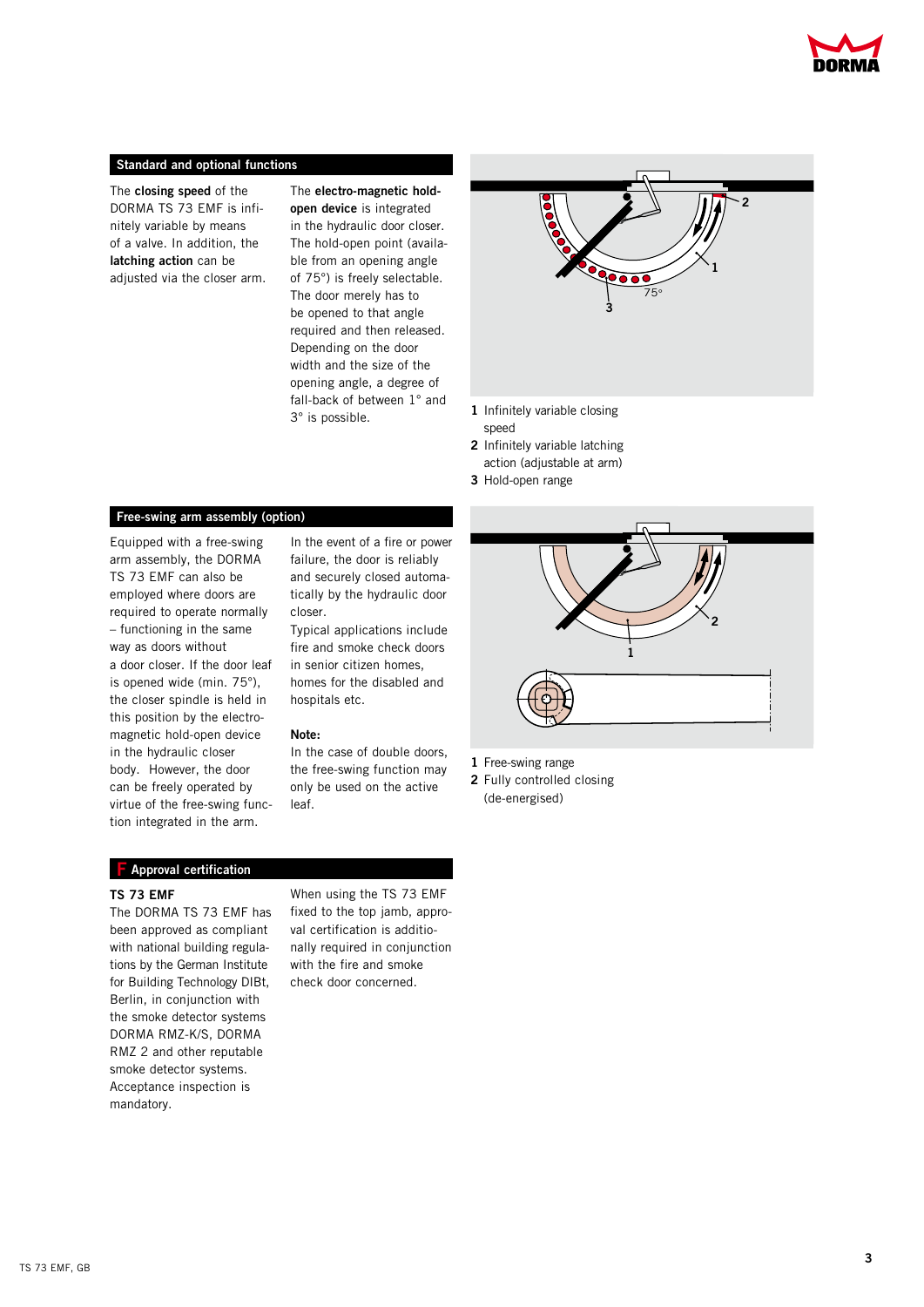## Standard and optional functions

The **closing speed** of the DORMA TS 73 EMF is infinitely variable by means of a valve. In addition, the **latching action** can be adjusted via the closer arm.

The **electro-magnetic hold-open device** is integrated in the hydraulic door closer. The hold-open point (available from an opening angle of 75°) is freely selectable. The door merely has to be opened to that angle required and then released. Depending on the door width and the size of the opening angle, a degree of fall-back of between 1° and 3° is possible.

**1** Infinitely variable closing speed
**2** Infinitely variable latching action (adjustable at arm)
**3** Hold-open range

## Free-swing arm assembly (option)

Equipped with a free-swing arm assembly, the DORMA TS 73 EMF can also be employed where doors are required to operate normally – functioning in the same way as doors without a door closer. If the door leaf is opened wide (min. 75°), the closer spindle is held in this position by the electro-magnetic hold-open device in the hydraulic closer body. However, the door can be freely operated by virtue of the free-swing function integrated in the arm.

In the event of a fire or power failure, the door is reliably and securely closed automatically by the hydraulic door closer.
Typical applications include fire and smoke check doors in senior citizen homes, homes for the disabled and hospitals etc.

**Note:**
In the case of double doors, the free-swing function may only be used on the active leaf.

**1** Free-swing range
**2** Fully controlled closing (de-energised)

## F Approval certification

**TS 73 EMF**
The DORMA TS 73 EMF has been approved as compliant with national building regulations by the German Institute for Building Technology DIBt, Berlin, in conjunction with the smoke detector systems DORMA RMZ-K/S, DORMA RMZ 2 and other reputable smoke detector systems. Acceptance inspection is mandatory.

When using the TS 73 EMF fixed to the top jamb, approval certification is additionally required in conjunction with the fire and smoke check door concerned.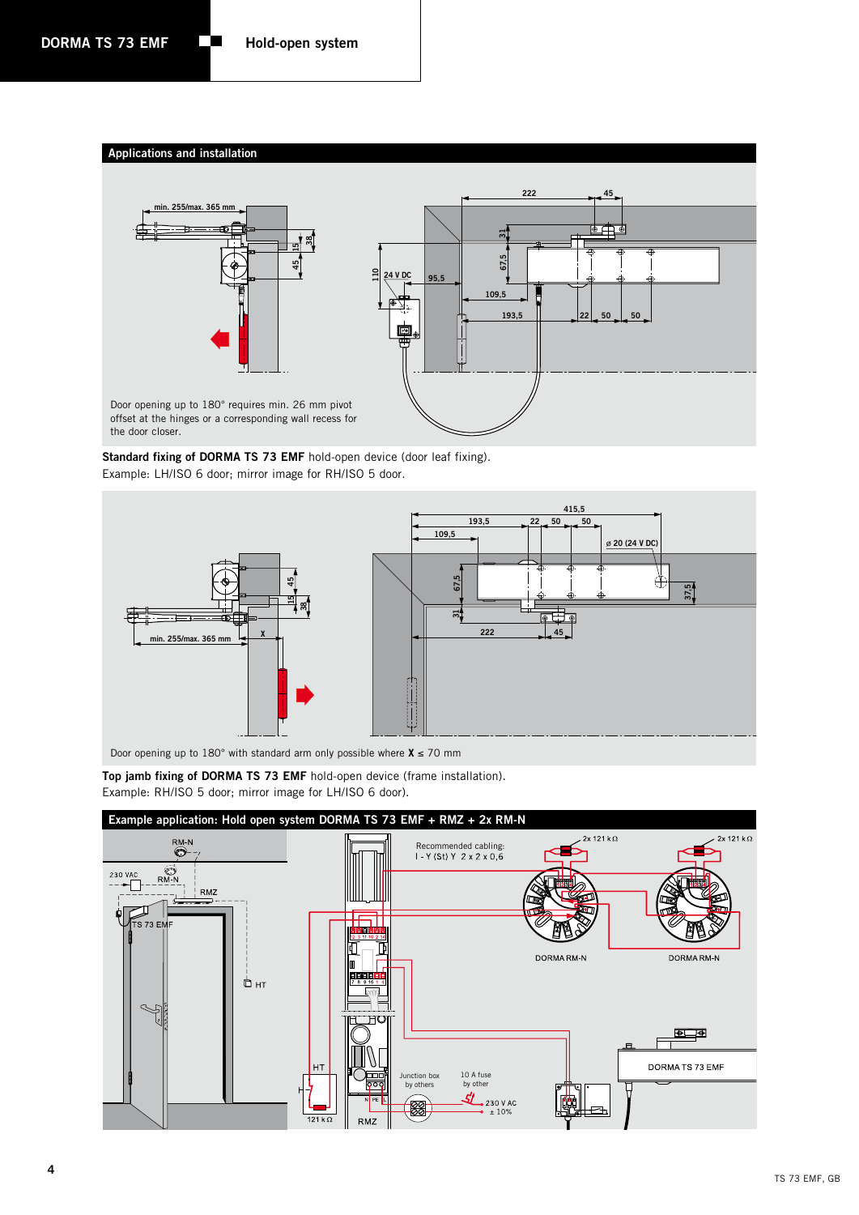## Applications and installation

Door opening up to 180° requires min. 26 mm pivot offset at the hinges or a corresponding wall recess for the door closer.

**Standard fixing of DORMA TS 73 EMF** hold-open device (door leaf fixing).
Example: LH/ISO 6 door; mirror image for RH/ISO 5 door.

Door opening up to 180° with standard arm only possible where **X** ≤ 70 mm

**Top jamb fixing of DORMA TS 73 EMF** hold-open device (frame installation).
Example: RH/ISO 5 door; mirror image for LH/ISO 6 door).

## Example application: Hold open system DORMA TS 73 EMF + RMZ + 2x RM-N

Recommended cabling:
I - Y (St) Y 2 x 2 x 0,6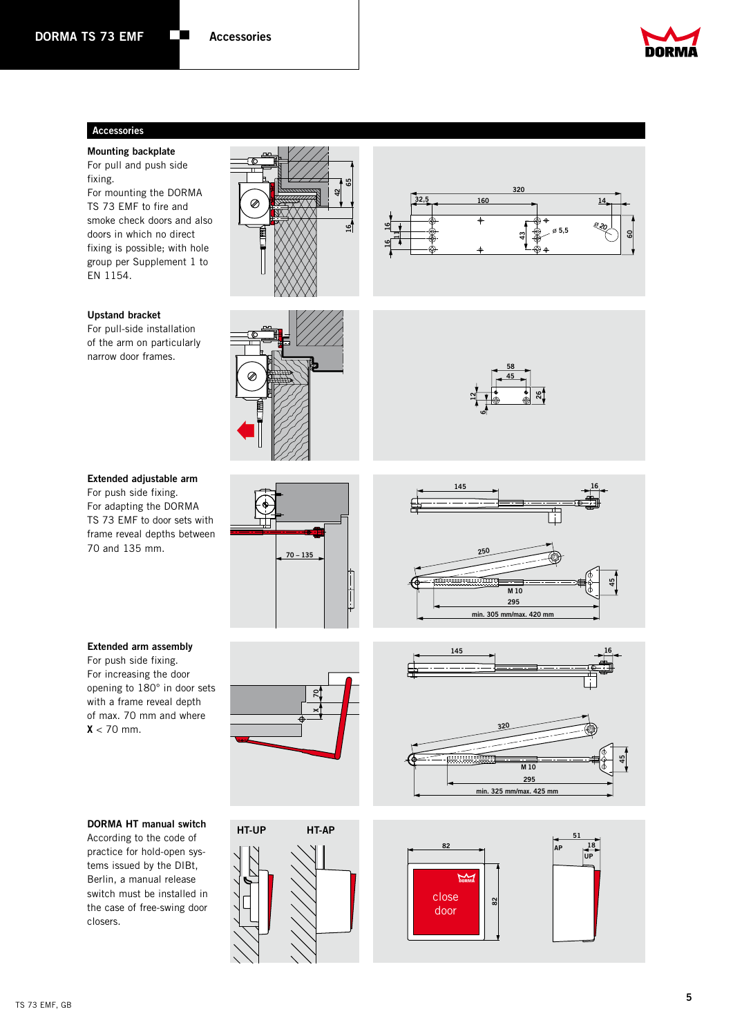## Accessories

### Mounting backplate

For pull and push side fixing.
For mounting the DORMA TS 73 EMF to fire and smoke check doors and also doors in which no direct fixing is possible; with hole group per Supplement 1 to EN 1154.

### Upstand bracket

For pull-side installation of the arm on particularly narrow door frames.

### Extended adjustable arm

For push side fixing.
For adapting the DORMA TS 73 EMF to door sets with frame reveal depths between 70 and 135 mm.

### Extended arm assembly

For push side fixing.
For increasing the door opening to 180° in door sets with a frame reveal depth of max. 70 mm and where **X** < 70 mm.

### DORMA HT manual switch

According to the code of practice for hold-open systems issued by the DIBt, Berlin, a manual release switch must be installed in the case of free-swing door closers.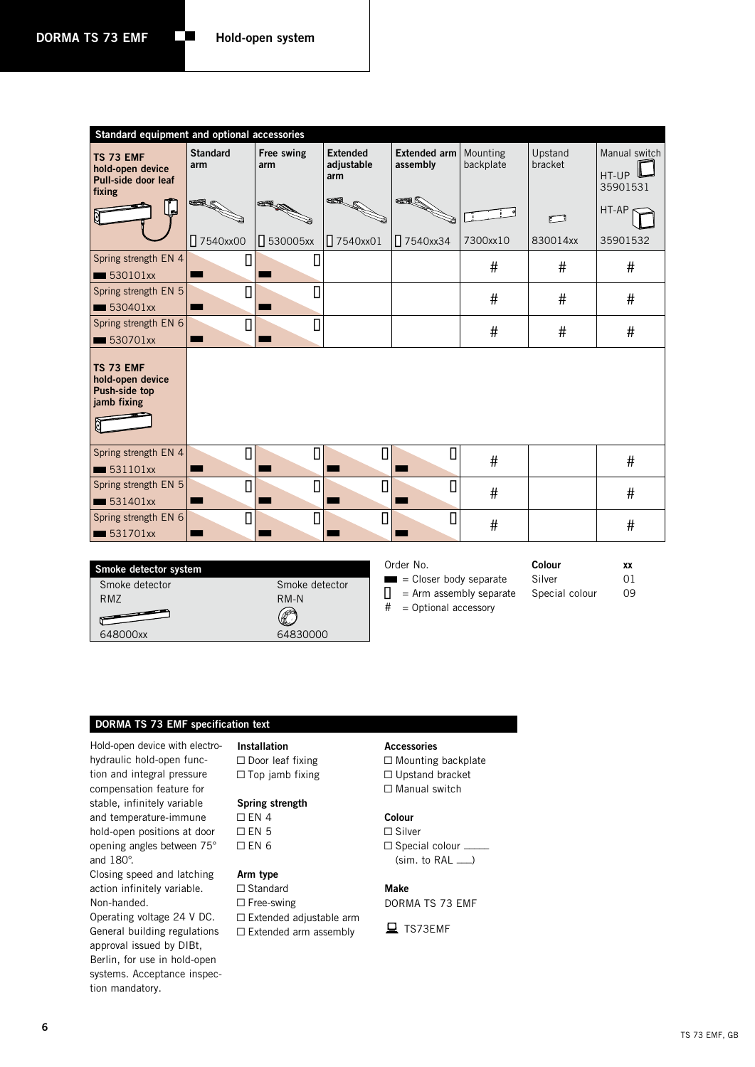## Standard equipment and optional accessories

| TS 73 EMF hold-open device Pull-side door leaf fixing | Standard arm ▯ 7540xx00 | Free swing arm ▯ 530005xx | Extended adjustable arm ▯ 7540xx01 | Extended arm assembly ▯ 7540xx34 | Mounting backplate 7300xx10 | Upstand bracket 830014xx | Manual switch HT-UP 35901531 / HT-AP 35901532 |
|---|---|---|---|---|---|---|---|
| Spring strength EN 4 ■ 530101xx | ▯ ■ | ▯ ■ | | | # | # | # |
| Spring strength EN 5 ■ 530401xx | ▯ ■ | ▯ ■ | | | # | # | # |
| Spring strength EN 6 ■ 530701xx | ▯ ■ | ▯ ■ | | | # | # | # |
| **TS 73 EMF hold-open device Push-side top jamb fixing** | | | | | | | |
| Spring strength EN 4 ■ 531101xx | ▯ ■ | ▯ ■ | ▯ ■ | ▯ ■ | # | | # |
| Spring strength EN 5 ■ 531401xx | ▯ ■ | ▯ ■ | ▯ ■ | ▯ ■ | # | | # |
| Spring strength EN 6 ■ 531701xx | ▯ ■ | ▯ ■ | ▯ ■ | ▯ ■ | # | | # |

## Smoke detector system

| Smoke detector RMZ | Smoke detector RM-N |
|---|---|
| 648000xx | 64830000 |

Order No.
■ = Closer body separate
▯ = Arm assembly separate
# = Optional accessory

| Colour | xx |
|---|---|
| Silver | 01 |
| Special colour | 09 |

## DORMA TS 73 EMF specification text

Hold-open device with electro-hydraulic hold-open function and integral pressure compensation feature for stable, infinitely variable and temperature-immune hold-open positions at door opening angles between 75° and 180°.
Closing speed and latching action infinitely variable.
Non-handed.
Operating voltage 24 V DC.
General building regulations approval issued by DIBt, Berlin, for use in hold-open systems. Acceptance inspection mandatory.

**Installation**
☐ Door leaf fixing
☐ Top jamb fixing

**Spring strength**
☐ EN 4
☐ EN 5
☐ EN 6

**Arm type**
☐ Standard
☐ Free-swing
☐ Extended adjustable arm
☐ Extended arm assembly

**Accessories**
☐ Mounting backplate
☐ Upstand bracket
☐ Manual switch

**Colour**
☐ Silver
☐ Special colour ____
(sim. to RAL ___)

**Make**
DORMA TS 73 EMF

TS73EMF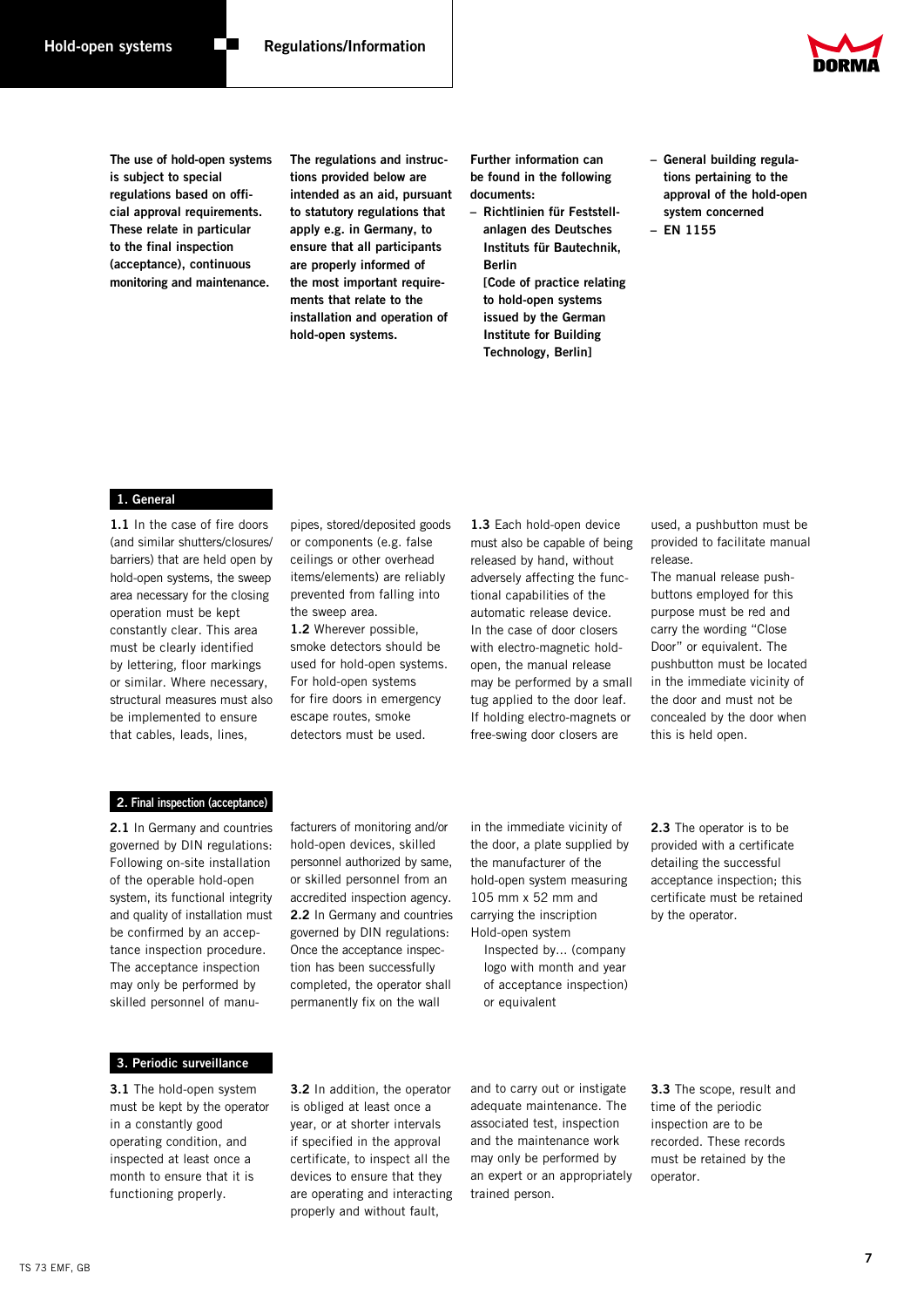**The use of hold-open systems is subject to special regulations based on official approval requirements. These relate in particular to the final inspection (acceptance), continuous monitoring and maintenance.**

**The regulations and instructions provided below are intended as an aid, pursuant to statutory regulations that apply e.g. in Germany, to ensure that all participants are properly informed of the most important requirements that relate to the installation and operation of hold-open systems.**

**Further information can be found in the following documents:**

- **Richtlinien für Feststellanlagen des Deutsches Instituts für Bautechnik, Berlin [Code of practice relating to hold-open systems issued by the German Institute for Building Technology, Berlin]**
- **General building regulations pertaining to the approval of the hold-open system concerned**
- **EN 1155**

## 1. General

**1.1** In the case of fire doors (and similar shutters/closures/barriers) that are held open by hold-open systems, the sweep area necessary for the closing operation must be kept constantly clear. This area must be clearly identified by lettering, floor markings or similar. Where necessary, structural measures must also be implemented to ensure that cables, leads, lines, pipes, stored/deposited goods or components (e.g. false ceilings or other overhead items/elements) are reliably prevented from falling into the sweep area.

**1.2** Wherever possible, smoke detectors should be used for hold-open systems. For hold-open systems for fire doors in emergency escape routes, smoke detectors must be used.

**1.3** Each hold-open device must also be capable of being released by hand, without adversely affecting the functional capabilities of the automatic release device. In the case of door closers with electro-magnetic hold-open, the manual release may be performed by a small tug applied to the door leaf. If holding electro-magnets or free-swing door closers are used, a pushbutton must be provided to facilitate manual release.

The manual release pushbuttons employed for this purpose must be red and carry the wording "Close Door" or equivalent. The pushbutton must be located in the immediate vicinity of the door and must not be concealed by the door when this is held open.

## 2. Final inspection (acceptance)

**2.1** In Germany and countries governed by DIN regulations: Following on-site installation of the operable hold-open system, its functional integrity and quality of installation must be confirmed by an acceptance inspection procedure. The acceptance inspection may only be performed by skilled personnel of manufacturers of monitoring and/or hold-open devices, skilled personnel authorized by same, or skilled personnel from an accredited inspection agency.

**2.2** In Germany and countries governed by DIN regulations: Once the acceptance inspection has been successfully completed, the operator shall permanently fix on the wall in the immediate vicinity of the door, a plate supplied by the manufacturer of the hold-open system measuring 105 mm x 52 mm and carrying the inscription Hold-open system

Inspected by... (company logo with month and year of acceptance inspection) or equivalent

**2.3** The operator is to be provided with a certificate detailing the successful acceptance inspection; this certificate must be retained by the operator.

## 3. Periodic surveillance

**3.1** The hold-open system must be kept by the operator in a constantly good operating condition, and inspected at least once a month to ensure that it is functioning properly.

**3.2** In addition, the operator is obliged at least once a year, or at shorter intervals if specified in the approval certificate, to inspect all the devices to ensure that they are operating and interacting properly and without fault, and to carry out or instigate adequate maintenance. The associated test, inspection and the maintenance work may only be performed by an expert or an appropriately trained person.

**3.3** The scope, result and time of the periodic inspection are to be recorded. These records must be retained by the operator.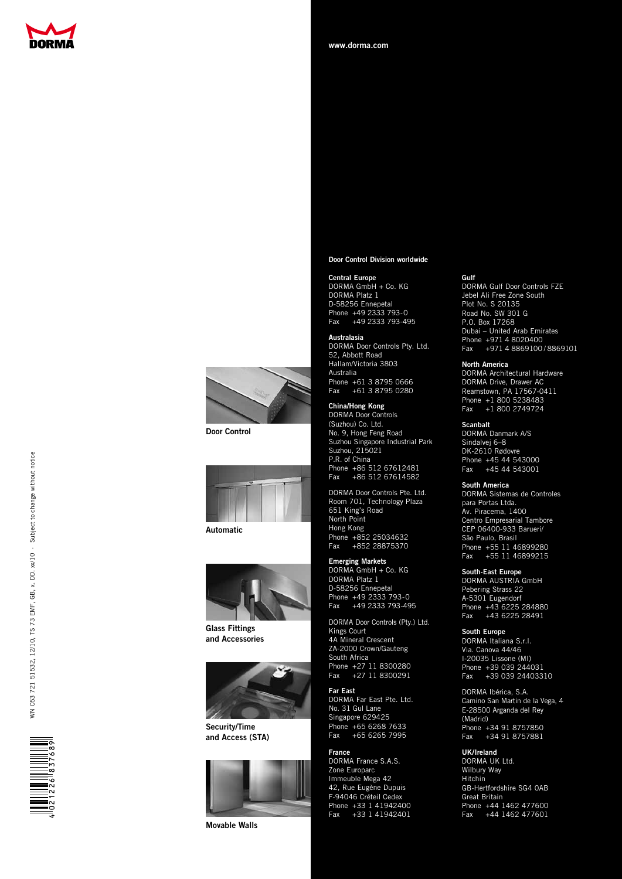DORMA

www.dorma.com

Door Control

Automatic

Glass Fittings and Accessories

Security/Time and Access (STA)

Movable Walls

WN 053 721 51532, 12/10, TS 73 EMF, GB, x. DD. xx/10 · Subject to change without notice

## Door Control Division worldwide

**Central Europe**
DORMA GmbH + Co. KG
DORMA Platz 1
D-58256 Ennepetal
Phone +49 2333 793-0
Fax +49 2333 793-495

**Australasia**
DORMA Door Controls Pty. Ltd.
52, Abbott Road
Hallam/Victoria 3803
Australia
Phone +61 3 8795 0666
Fax +61 3 8795 0280

**China/Hong Kong**
DORMA Door Controls
(Suzhou) Co. Ltd.
No. 9, Hong Feng Road
Suzhou Singapore Industrial Park
Suzhou, 215021
P.R. of China
Phone +86 512 67612481
Fax +86 512 67614582

DORMA Door Controls Pte. Ltd.
Room 701, Technology Plaza
651 King's Road
North Point
Hong Kong
Phone +852 25034632
Fax +852 28875370

**Emerging Markets**
DORMA GmbH + Co. KG
DORMA Platz 1
D-58256 Ennepetal
Phone +49 2333 793-0
Fax +49 2333 793-495

DORMA Door Controls (Pty.) Ltd.
Kings Court
4A Mineral Crescent
ZA-2000 Crown/Gauteng
South Africa
Phone +27 11 8300280
Fax +27 11 8300291

**Far East**
DORMA Far East Pte. Ltd.
No. 31 Gul Lane
Singapore 629425
Phone +65 6268 7633
Fax +65 6265 7995

**France**
DORMA France S.A.S.
Zone Europarc
Immeuble Mega 42
42, Rue Eugène Dupuis
F-94046 Créteil Cedex
Phone +33 1 41942400
Fax +33 1 41942401

**Gulf**
DORMA Gulf Door Controls FZE
Jebel Ali Free Zone South
Plot No. S 20135
Road No. SW 301 G
P.O. Box 17268
Dubai – United Arab Emirates
Phone +971 4 8020400
Fax +971 4 8869100 / 8869101

**North America**
DORMA Architectural Hardware
DORMA Drive, Drawer AC
Reamstown, PA 17567-0411
Phone +1 800 5238483
Fax +1 800 2749724

**Scanbalt**
DORMA Danmark A/S
Sindalvej 6–8
DK-2610 Rødovre
Phone +45 44 543000
Fax +45 44 543001

**South America**
DORMA Sistemas de Controles
para Portas Ltda.
Av. Piracema, 1400
Centro Empresarial Tambore
CEP 06400-933 Barueri/
São Paulo, Brasil
Phone +55 11 46899280
Fax +55 11 46899215

**South-East Europe**
DORMA AUSTRIA GmbH
Pebering Strass 22
A-5301 Eugendorf
Phone +43 6225 284880
Fax +43 6225 28491

**South Europe**
DORMA Italiana S.r.l.
Via. Canova 44/46
I-20035 Lissone (MI)
Phone +39 039 244031
Fax +39 039 24403310

DORMA Ibérica, S.A.
Camino San Martin de la Vega, 4
E-28500 Arganda del Rey
(Madrid)
Phone +34 91 8757850
Fax +34 91 8757881

**UK/Ireland**
DORMA UK Ltd.
Wilbury Way
Hitchin
GB-Hertfordshire SG4 0AB
Great Britain
Phone +44 1462 477600
Fax +44 1462 477601